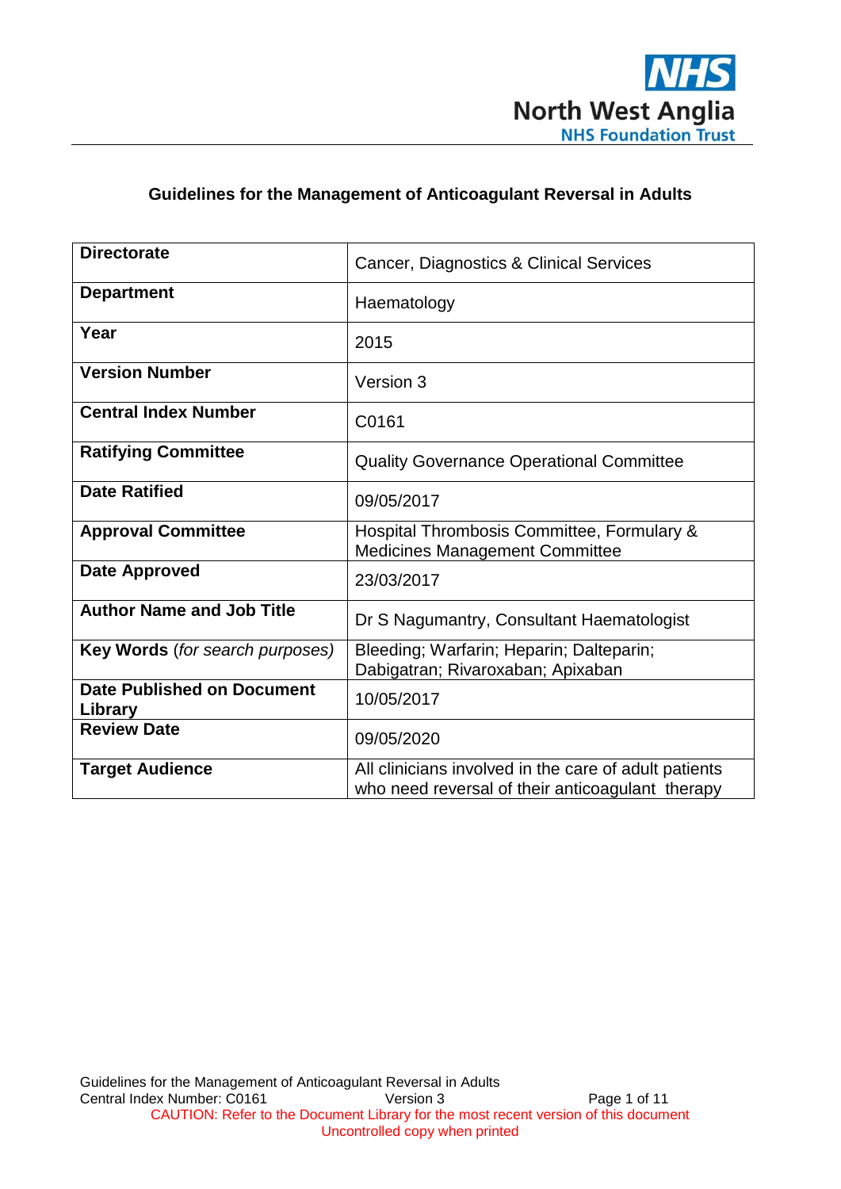# Guidelines for the Management of Anticoagulant Reversal in Adults

| **Directorate** | Cancer, Diagnostics & Clinical Services |
|---|---|
| **Department** | Haematology |
| **Year** | 2015 |
| **Version Number** | Version 3 |
| **Central Index Number** | C0161 |
| **Ratifying Committee** | Quality Governance Operational Committee |
| **Date Ratified** | 09/05/2017 |
| **Approval Committee** | Hospital Thrombosis Committee, Formulary & Medicines Management Committee |
| **Date Approved** | 23/03/2017 |
| **Author Name and Job Title** | Dr S Nagumantry, Consultant Haematologist |
| **Key Words** *(for search purposes)* | Bleeding; Warfarin; Heparin; Dalteparin; Dabigatran; Rivaroxaban; Apixaban |
| **Date Published on Document Library** | 10/05/2017 |
| **Review Date** | 09/05/2020 |
| **Target Audience** | All clinicians involved in the care of adult patients who need reversal of their anticoagulant therapy |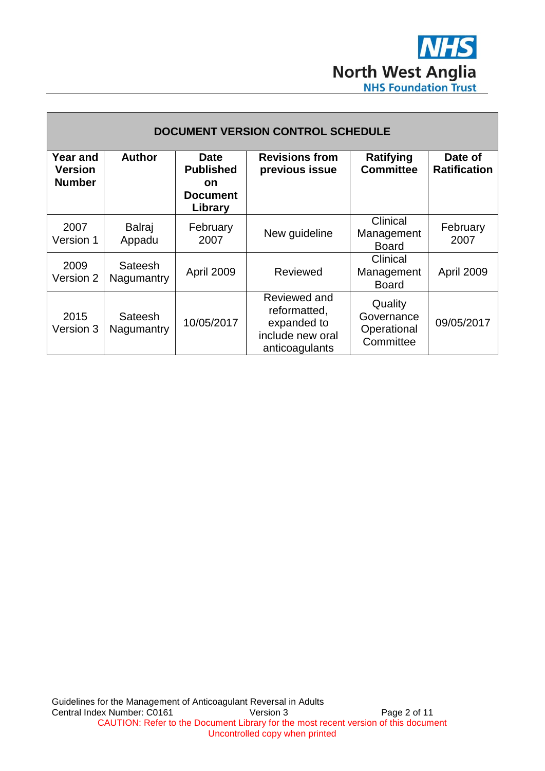| DOCUMENT VERSION CONTROL SCHEDULE | | | | | |
|---|---|---|---|---|---|
| **Year and Version Number** | **Author** | **Date Published on Document Library** | **Revisions from previous issue** | **Ratifying Committee** | **Date of Ratification** |
| 2007 Version 1 | Balraj Appadu | February 2007 | New guideline | Clinical Management Board | February 2007 |
| 2009 Version 2 | Sateesh Nagumantry | April 2009 | Reviewed | Clinical Management Board | April 2009 |
| 2015 Version 3 | Sateesh Nagumantry | 10/05/2017 | Reviewed and reformatted, expanded to include new oral anticoagulants | Quality Governance Operational Committee | 09/05/2017 |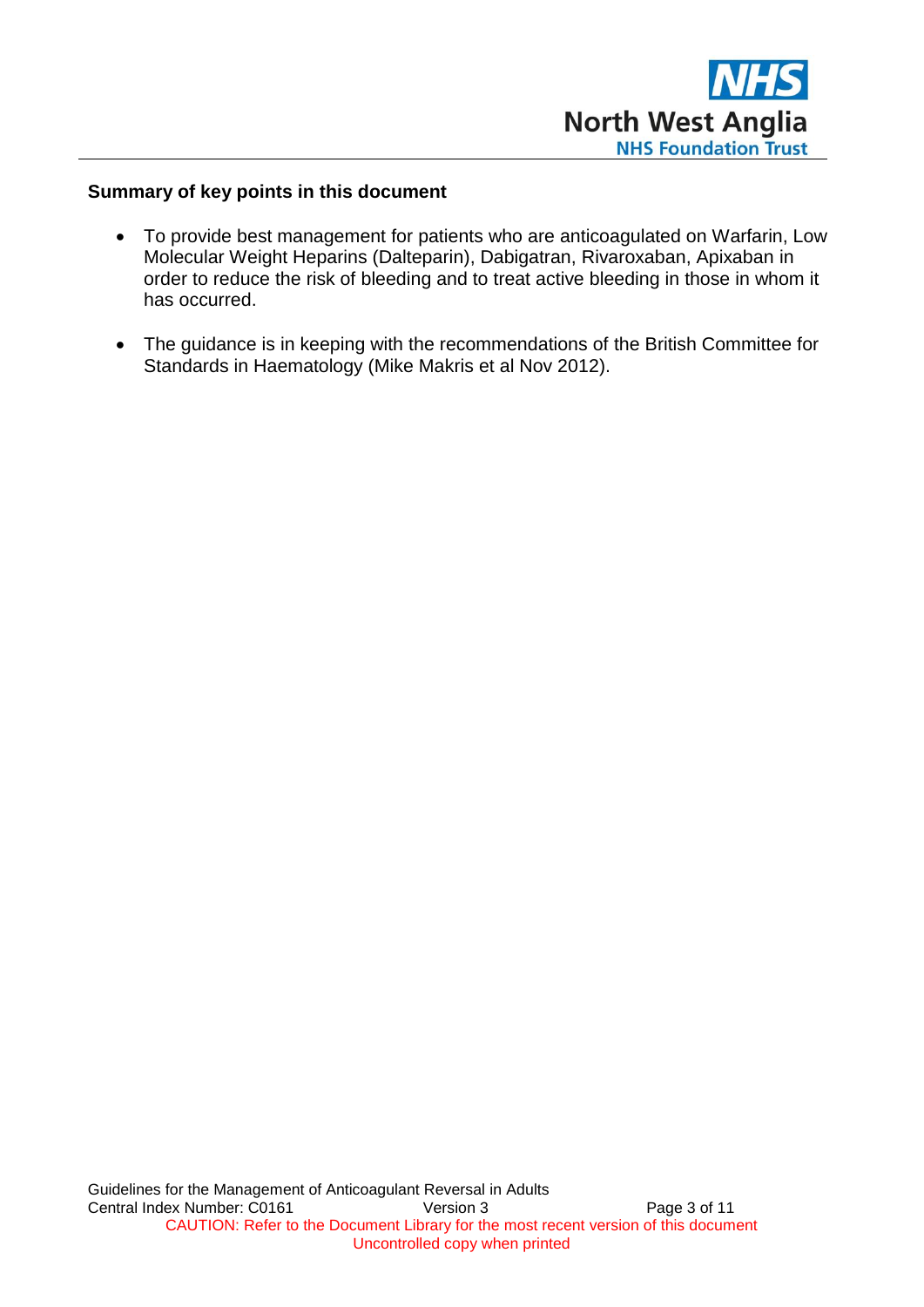**Summary of key points in this document**

- To provide best management for patients who are anticoagulated on Warfarin, Low Molecular Weight Heparins (Dalteparin), Dabigatran, Rivaroxaban, Apixaban in order to reduce the risk of bleeding and to treat active bleeding in those in whom it has occurred.

- The guidance is in keeping with the recommendations of the British Committee for Standards in Haematology (Mike Makris et al Nov 2012).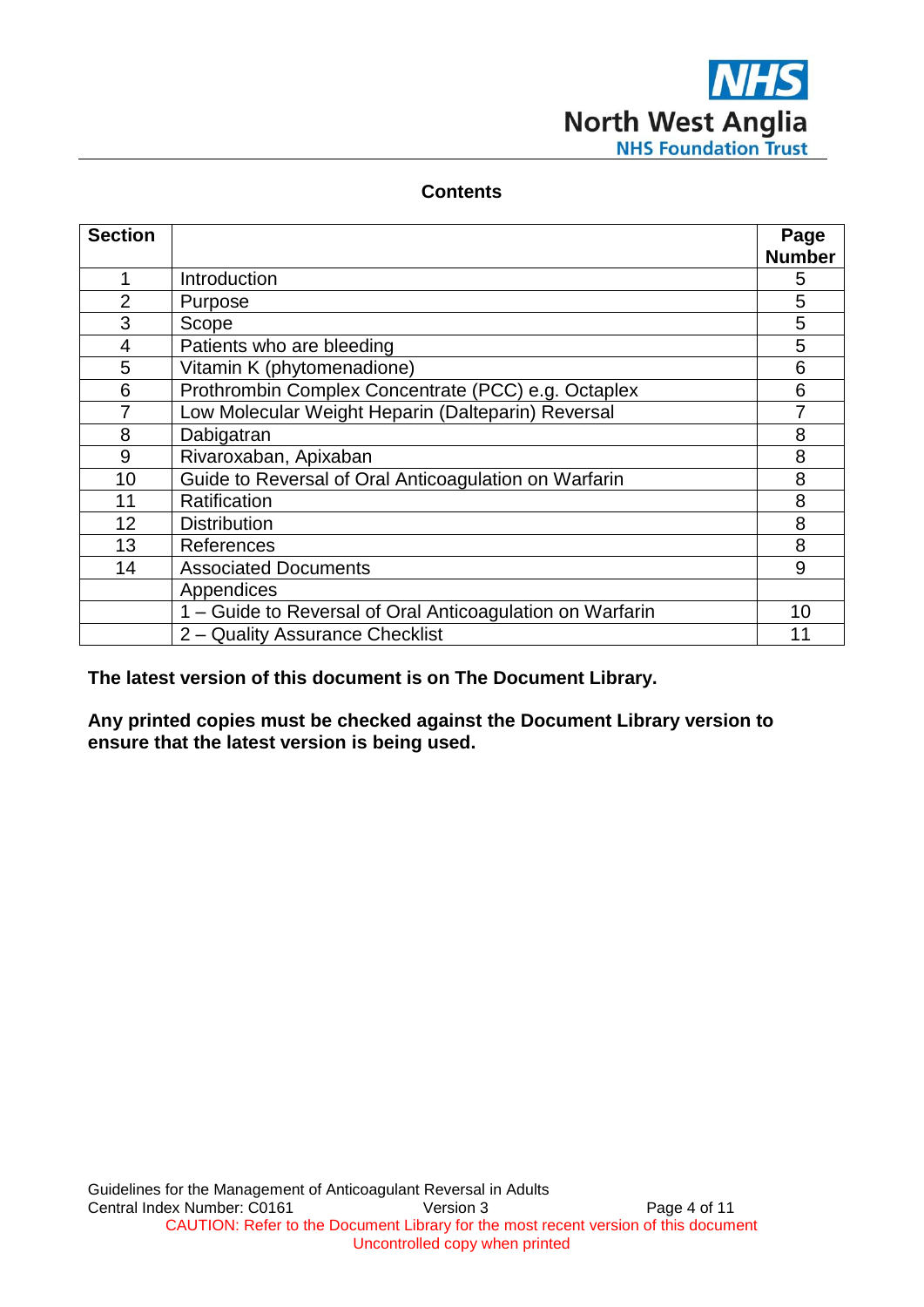## Contents

| Section | | Page Number |
|---|---|---|
| 1 | Introduction | 5 |
| 2 | Purpose | 5 |
| 3 | Scope | 5 |
| 4 | Patients who are bleeding | 5 |
| 5 | Vitamin K (phytomenadione) | 6 |
| 6 | Prothrombin Complex Concentrate (PCC) e.g. Octaplex | 6 |
| 7 | Low Molecular Weight Heparin (Dalteparin) Reversal | 7 |
| 8 | Dabigatran | 8 |
| 9 | Rivaroxaban, Apixaban | 8 |
| 10 | Guide to Reversal of Oral Anticoagulation on Warfarin | 8 |
| 11 | Ratification | 8 |
| 12 | Distribution | 8 |
| 13 | References | 8 |
| 14 | Associated Documents | 9 |
| | Appendices | |
| | 1 – Guide to Reversal of Oral Anticoagulation on Warfarin | 10 |
| | 2 – Quality Assurance Checklist | 11 |

**The latest version of this document is on The Document Library.**

**Any printed copies must be checked against the Document Library version to ensure that the latest version is being used.**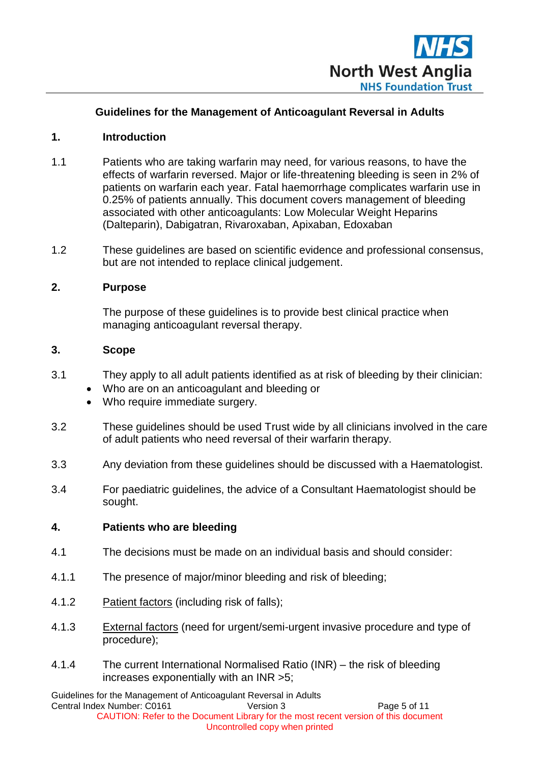# Guidelines for the Management of Anticoagulant Reversal in Adults

## 1. Introduction

1.1 Patients who are taking warfarin may need, for various reasons, to have the effects of warfarin reversed. Major or life-threatening bleeding is seen in 2% of patients on warfarin each year. Fatal haemorrhage complicates warfarin use in 0.25% of patients annually. This document covers management of bleeding associated with other anticoagulants: Low Molecular Weight Heparins (Dalteparin), Dabigatran, Rivaroxaban, Apixaban, Edoxaban

1.2 These guidelines are based on scientific evidence and professional consensus, but are not intended to replace clinical judgement.

## 2. Purpose

The purpose of these guidelines is to provide best clinical practice when managing anticoagulant reversal therapy.

## 3. Scope

3.1 They apply to all adult patients identified as at risk of bleeding by their clinician:

- Who are on an anticoagulant and bleeding or
- Who require immediate surgery.

3.2 These guidelines should be used Trust wide by all clinicians involved in the care of adult patients who need reversal of their warfarin therapy.

3.3 Any deviation from these guidelines should be discussed with a Haematologist.

3.4 For paediatric guidelines, the advice of a Consultant Haematologist should be sought.

## 4. Patients who are bleeding

4.1 The decisions must be made on an individual basis and should consider:

4.1.1 The presence of major/minor bleeding and risk of bleeding;

4.1.2 Patient factors (including risk of falls);

4.1.3 External factors (need for urgent/semi-urgent invasive procedure and type of procedure);

4.1.4 The current International Normalised Ratio (INR) – the risk of bleeding increases exponentially with an INR >5;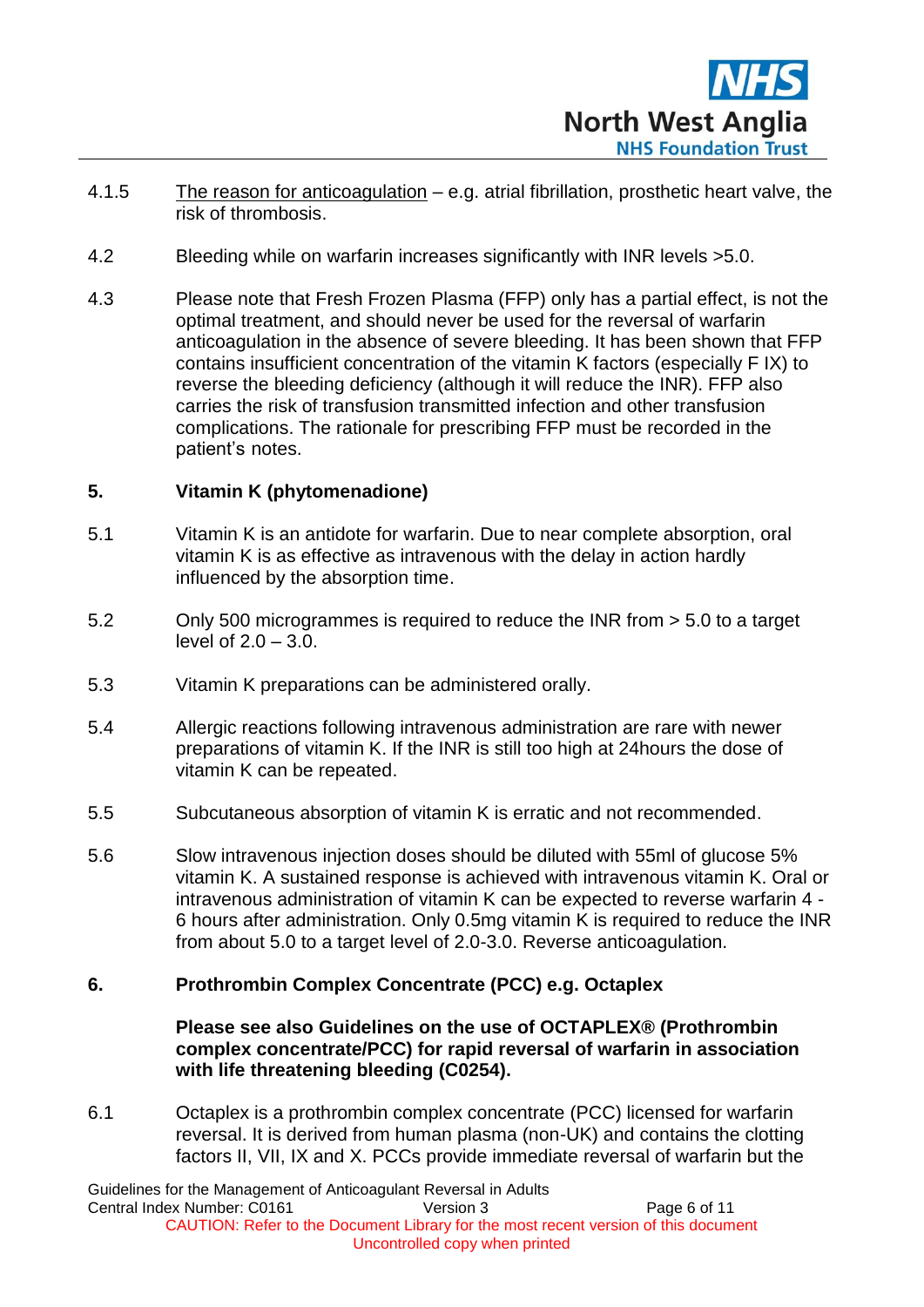4.1.5 The reason for anticoagulation – e.g. atrial fibrillation, prosthetic heart valve, the risk of thrombosis.

4.2 Bleeding while on warfarin increases significantly with INR levels >5.0.

4.3 Please note that Fresh Frozen Plasma (FFP) only has a partial effect, is not the optimal treatment, and should never be used for the reversal of warfarin anticoagulation in the absence of severe bleeding. It has been shown that FFP contains insufficient concentration of the vitamin K factors (especially F IX) to reverse the bleeding deficiency (although it will reduce the INR). FFP also carries the risk of transfusion transmitted infection and other transfusion complications. The rationale for prescribing FFP must be recorded in the patient's notes.

## 5. Vitamin K (phytomenadione)

5.1 Vitamin K is an antidote for warfarin. Due to near complete absorption, oral vitamin K is as effective as intravenous with the delay in action hardly influenced by the absorption time.

5.2 Only 500 microgrammes is required to reduce the INR from > 5.0 to a target level of 2.0 – 3.0.

5.3 Vitamin K preparations can be administered orally.

5.4 Allergic reactions following intravenous administration are rare with newer preparations of vitamin K. If the INR is still too high at 24hours the dose of vitamin K can be repeated.

5.5 Subcutaneous absorption of vitamin K is erratic and not recommended.

5.6 Slow intravenous injection doses should be diluted with 55ml of glucose 5% vitamin K. A sustained response is achieved with intravenous vitamin K. Oral or intravenous administration of vitamin K can be expected to reverse warfarin 4 - 6 hours after administration. Only 0.5mg vitamin K is required to reduce the INR from about 5.0 to a target level of 2.0-3.0. Reverse anticoagulation.

## 6. Prothrombin Complex Concentrate (PCC) e.g. Octaplex

**Please see also Guidelines on the use of OCTAPLEX® (Prothrombin complex concentrate/PCC) for rapid reversal of warfarin in association with life threatening bleeding (C0254).**

6.1 Octaplex is a prothrombin complex concentrate (PCC) licensed for warfarin reversal. It is derived from human plasma (non-UK) and contains the clotting factors II, VII, IX and X. PCCs provide immediate reversal of warfarin but the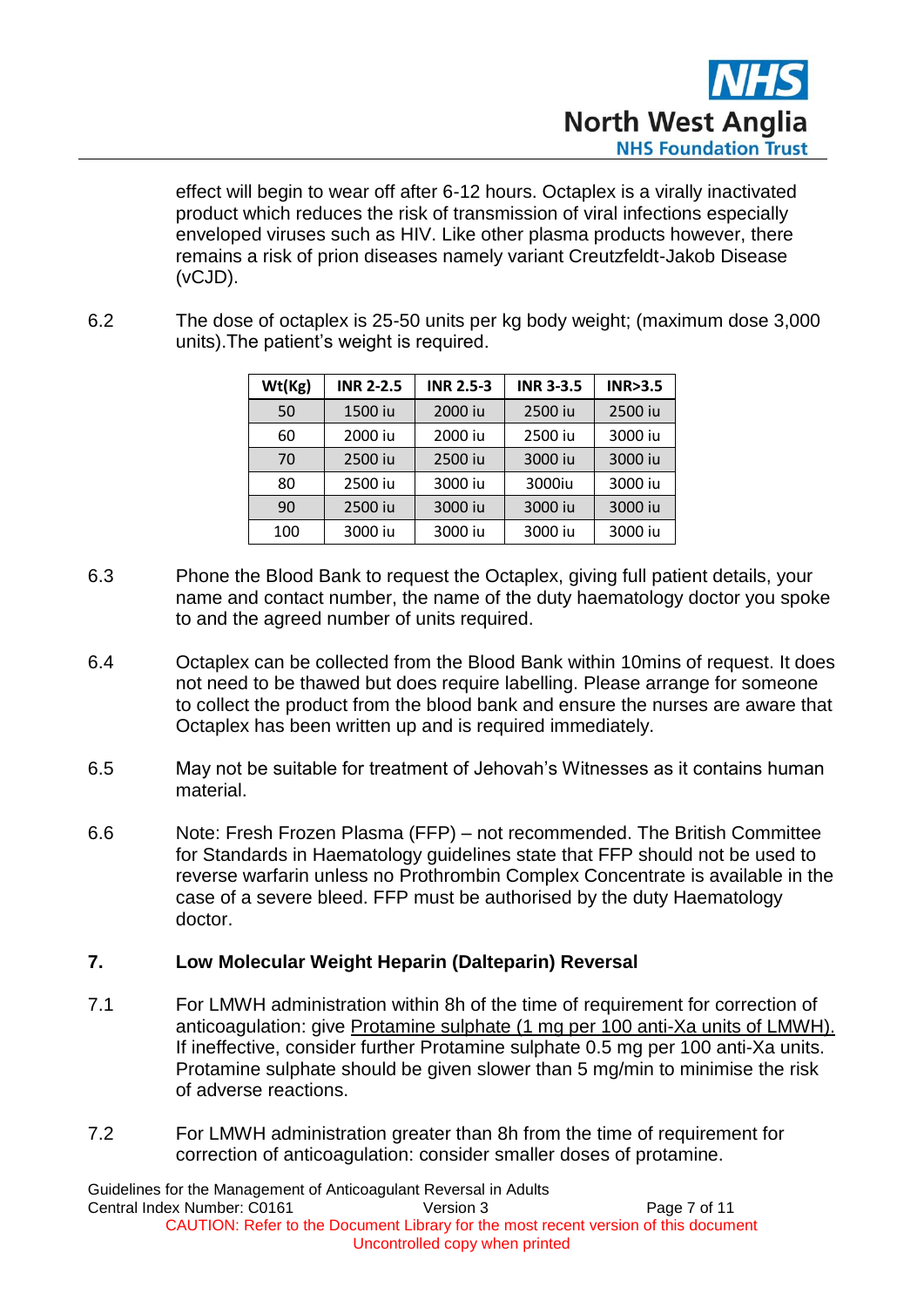effect will begin to wear off after 6-12 hours. Octaplex is a virally inactivated product which reduces the risk of transmission of viral infections especially enveloped viruses such as HIV. Like other plasma products however, there remains a risk of prion diseases namely variant Creutzfeldt-Jakob Disease (vCJD).

6.2 The dose of octaplex is 25-50 units per kg body weight; (maximum dose 3,000 units).The patient's weight is required.

| Wt(Kg) | INR 2-2.5 | INR 2.5-3 | INR 3-3.5 | INR>3.5 |
|---|---|---|---|---|
| 50 | 1500 iu | 2000 iu | 2500 iu | 2500 iu |
| 60 | 2000 iu | 2000 iu | 2500 iu | 3000 iu |
| 70 | 2500 iu | 2500 iu | 3000 iu | 3000 iu |
| 80 | 2500 iu | 3000 iu | 3000iu | 3000 iu |
| 90 | 2500 iu | 3000 iu | 3000 iu | 3000 iu |
| 100 | 3000 iu | 3000 iu | 3000 iu | 3000 iu |

6.3 Phone the Blood Bank to request the Octaplex, giving full patient details, your name and contact number, the name of the duty haematology doctor you spoke to and the agreed number of units required.

6.4 Octaplex can be collected from the Blood Bank within 10mins of request. It does not need to be thawed but does require labelling. Please arrange for someone to collect the product from the blood bank and ensure the nurses are aware that Octaplex has been written up and is required immediately.

6.5 May not be suitable for treatment of Jehovah's Witnesses as it contains human material.

6.6 Note: Fresh Frozen Plasma (FFP) – not recommended. The British Committee for Standards in Haematology guidelines state that FFP should not be used to reverse warfarin unless no Prothrombin Complex Concentrate is available in the case of a severe bleed. FFP must be authorised by the duty Haematology doctor.

## 7. Low Molecular Weight Heparin (Dalteparin) Reversal

7.1 For LMWH administration within 8h of the time of requirement for correction of anticoagulation: give Protamine sulphate (1 mg per 100 anti-Xa units of LMWH). If ineffective, consider further Protamine sulphate 0.5 mg per 100 anti-Xa units. Protamine sulphate should be given slower than 5 mg/min to minimise the risk of adverse reactions.

7.2 For LMWH administration greater than 8h from the time of requirement for correction of anticoagulation: consider smaller doses of protamine.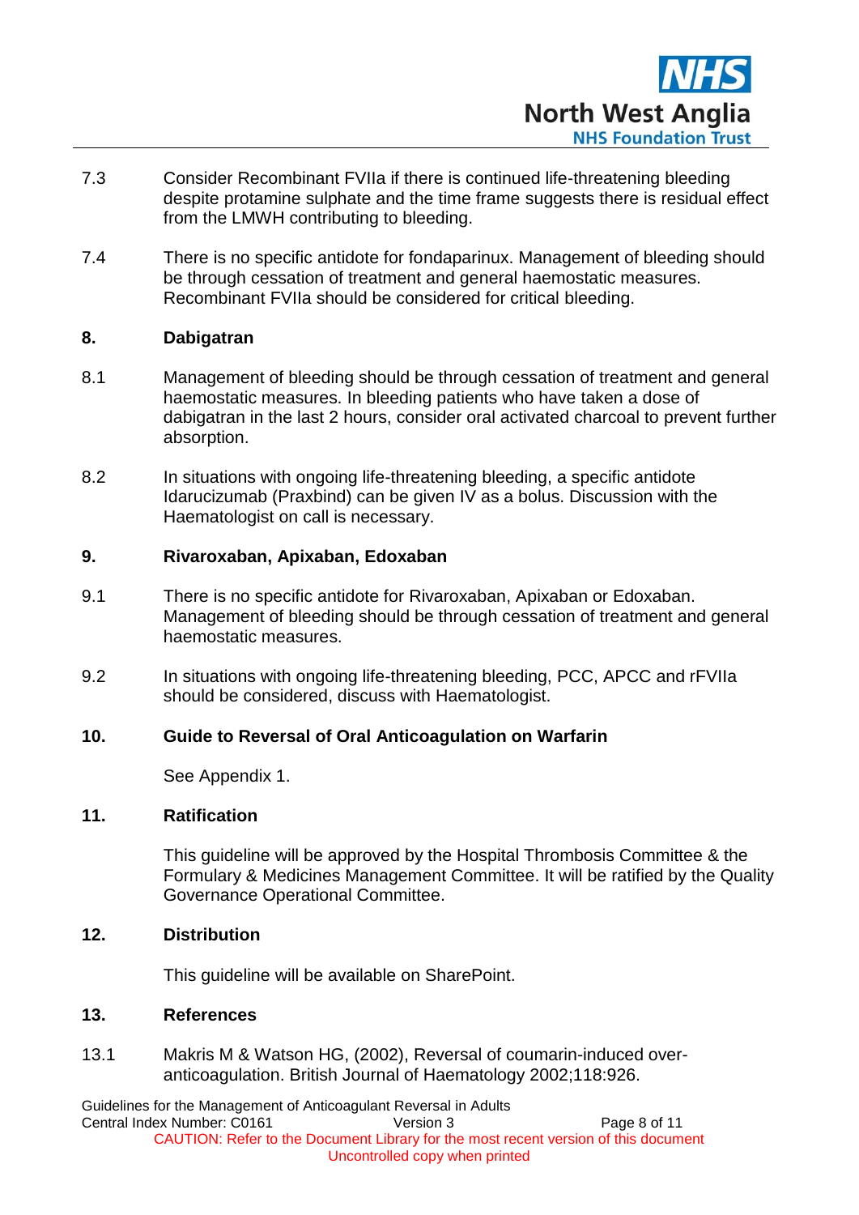7.3 Consider Recombinant FVIIa if there is continued life-threatening bleeding despite protamine sulphate and the time frame suggests there is residual effect from the LMWH contributing to bleeding.

7.4 There is no specific antidote for fondaparinux. Management of bleeding should be through cessation of treatment and general haemostatic measures. Recombinant FVIIa should be considered for critical bleeding.

## 8. Dabigatran

8.1 Management of bleeding should be through cessation of treatment and general haemostatic measures. In bleeding patients who have taken a dose of dabigatran in the last 2 hours, consider oral activated charcoal to prevent further absorption.

8.2 In situations with ongoing life-threatening bleeding, a specific antidote Idarucizumab (Praxbind) can be given IV as a bolus. Discussion with the Haematologist on call is necessary.

## 9. Rivaroxaban, Apixaban, Edoxaban

9.1 There is no specific antidote for Rivaroxaban, Apixaban or Edoxaban. Management of bleeding should be through cessation of treatment and general haemostatic measures.

9.2 In situations with ongoing life-threatening bleeding, PCC, APCC and rFVIIa should be considered, discuss with Haematologist.

## 10. Guide to Reversal of Oral Anticoagulation on Warfarin

See Appendix 1.

## 11. Ratification

This guideline will be approved by the Hospital Thrombosis Committee & the Formulary & Medicines Management Committee. It will be ratified by the Quality Governance Operational Committee.

## 12. Distribution

This guideline will be available on SharePoint.

## 13. References

13.1 Makris M & Watson HG, (2002), Reversal of coumarin-induced over-anticoagulation. British Journal of Haematology 2002;118:926.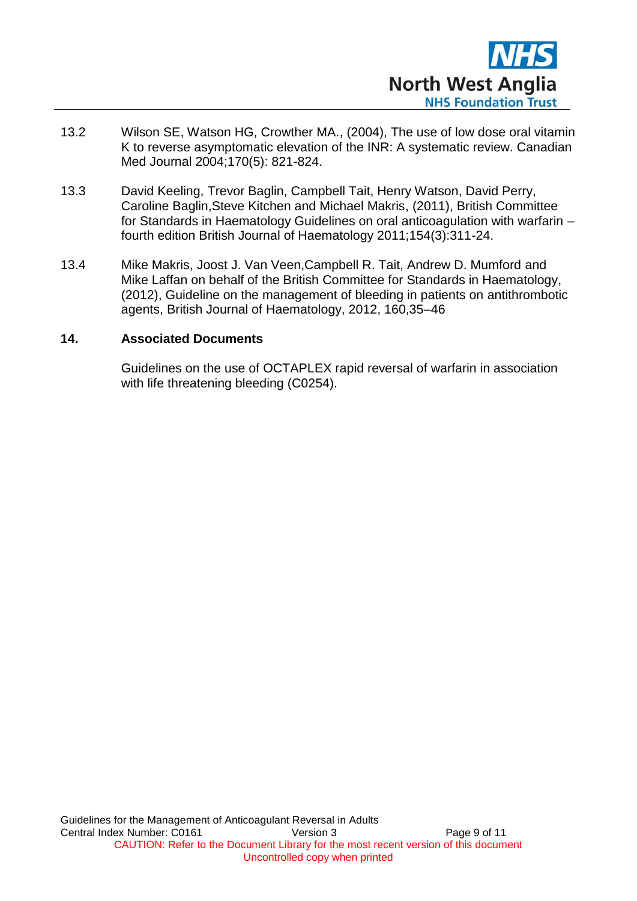13.2 Wilson SE, Watson HG, Crowther MA., (2004), The use of low dose oral vitamin K to reverse asymptomatic elevation of the INR: A systematic review. Canadian Med Journal 2004;170(5): 821-824.

13.3 David Keeling, Trevor Baglin, Campbell Tait, Henry Watson, David Perry, Caroline Baglin,Steve Kitchen and Michael Makris, (2011), British Committee for Standards in Haematology Guidelines on oral anticoagulation with warfarin – fourth edition British Journal of Haematology 2011;154(3):311-24.

13.4 Mike Makris, Joost J. Van Veen,Campbell R. Tait, Andrew D. Mumford and Mike Laffan on behalf of the British Committee for Standards in Haematology, (2012), Guideline on the management of bleeding in patients on antithrombotic agents, British Journal of Haematology, 2012, 160,35–46

## 14. Associated Documents

Guidelines on the use of OCTAPLEX rapid reversal of warfarin in association with life threatening bleeding (C0254).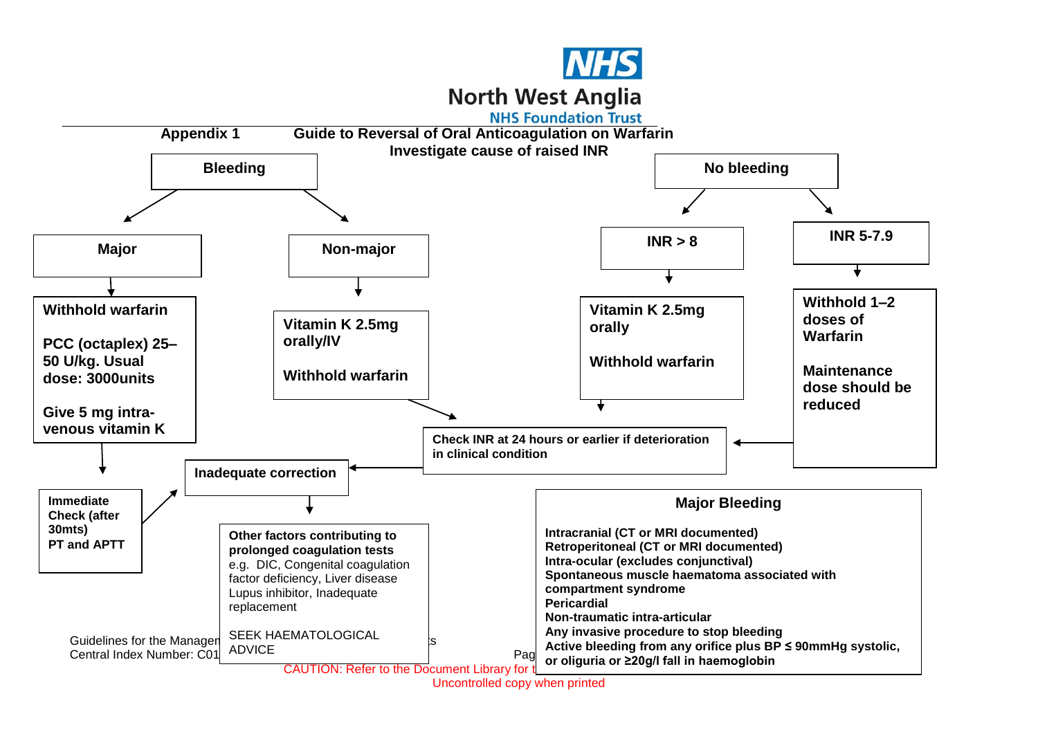## Appendix 1 — Guide to Reversal of Oral Anticoagulation on Warfarin

**Investigate cause of raised INR**

### Bleeding

**Major**

- **Withhold warfarin**
- **PCC (octaplex) 25–50 U/kg. Usual dose: 3000units**
- **Give 5 mg intra-venous vitamin K**

→ **Immediate Check (after 30mts) PT and APTT** → Inadequate correction

**Non-major**

- **Vitamin K 2.5mg orally/IV**
- **Withhold warfarin**

→ Check INR at 24 hours or earlier if deterioration in clinical condition

### No bleeding

**INR > 8**

- **Vitamin K 2.5mg orally**
- **Withhold warfarin**

→ Check INR at 24 hours or earlier if deterioration in clinical condition

**INR 5-7.9**

- **Withhold 1–2 doses of Warfarin**
- **Maintenance dose should be reduced**

→ Check INR at 24 hours or earlier if deterioration in clinical condition

---

**Check INR at 24 hours or earlier if deterioration in clinical condition** → **Inadequate correction**

**Inadequate correction** →

**Other factors contributing to prolonged coagulation tests** e.g. DIC, Congenital coagulation factor deficiency, Liver disease Lupus inhibitor, Inadequate replacement

SEEK HAEMATOLOGICAL ADVICE

---

### Major Bleeding

**Intracranial (CT or MRI documented)**
**Retroperitoneal (CT or MRI documented)**
**Intra-ocular (excludes conjunctival)**
**Spontaneous muscle haematoma associated with compartment syndrome**
**Pericardial**
**Non-traumatic intra-articular**
**Any invasive procedure to stop bleeding**
**Active bleeding from any orifice plus BP ≤ 90mmHg systolic, or oliguria or ≥20g/l fall in haemoglobin**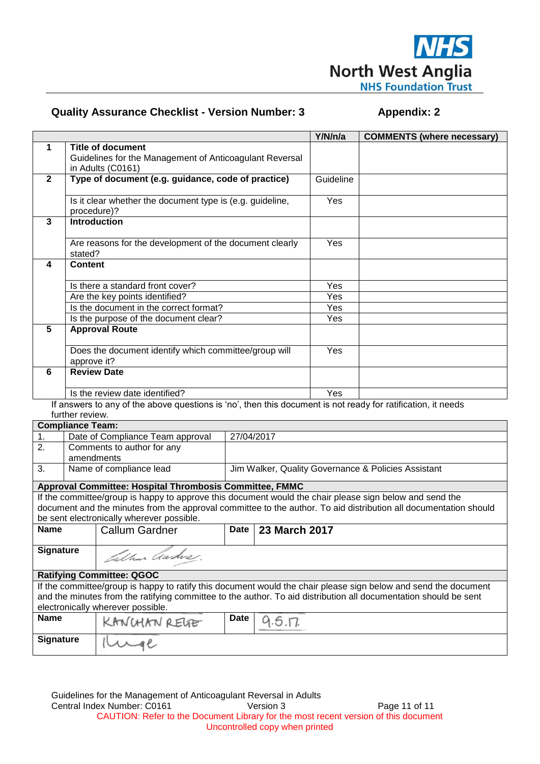## Quality Assurance Checklist - Version Number: 3

**Appendix: 2**

| | | Y/N/n/a | COMMENTS (where necessary) |
|---|---|---|---|
| **1** | **Title of document**<br>Guidelines for the Management of Anticoagulant Reversal in Adults (C0161) | | |
| **2** | **Type of document (e.g. guidance, code of practice)** | Guideline | |
| | Is it clear whether the document type is (e.g. guideline, procedure)? | Yes | |
| **3** | **Introduction** | | |
| | Are reasons for the development of the document clearly stated? | Yes | |
| **4** | **Content** | | |
| | Is there a standard front cover? | Yes | |
| | Are the key points identified? | Yes | |
| | Is the document in the correct format? | Yes | |
| | Is the purpose of the document clear? | Yes | |
| **5** | **Approval Route** | | |
| | Does the document identify which committee/group will approve it? | Yes | |
| **6** | **Review Date** | | |
| | Is the review date identified? | Yes | |

If answers to any of the above questions is 'no', then this document is not ready for ratification, it needs further review.

| **Compliance Team:** | | |
|---|---|---|
| 1. | Date of Compliance Team approval | 27/04/2017 |
| 2. | Comments to author for any amendments | |
| 3. | Name of compliance lead | Jim Walker, Quality Governance & Policies Assistant |

**Approval Committee: Hospital Thrombosis Committee, FMMC**

If the committee/group is happy to approve this document would the chair please sign below and send the document and the minutes from the approval committee to the author. To aid distribution all documentation should be sent electronically wherever possible.

| | | | |
|---|---|---|---|
| **Name** | Callum Gardner | **Date** | **23 March 2017** |
| **Signature** | Callum Gardner | | |

**Ratifying Committee: QGOC**

If the committee/group is happy to ratify this document would the chair please sign below and send the document and the minutes from the ratifying committee to the author. To aid distribution all documentation should be sent electronically wherever possible.

| | | | |
|---|---|---|---|
| **Name** | KANCHAN REGE | **Date** | 9.5.17 |
| **Signature** | Krege | | |